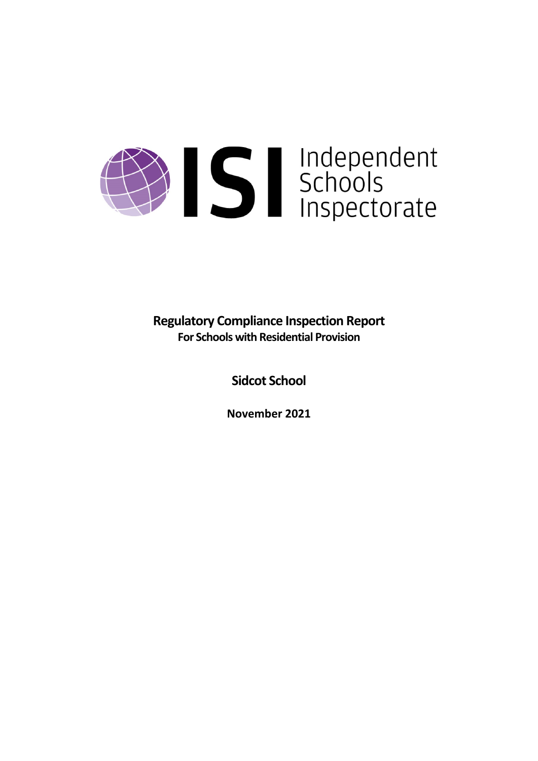Independent Schools Inspectorate

# Regulatory Compliance Inspection Report

**For Schools with Residential Provision**

## Sidcot School

**November 2021**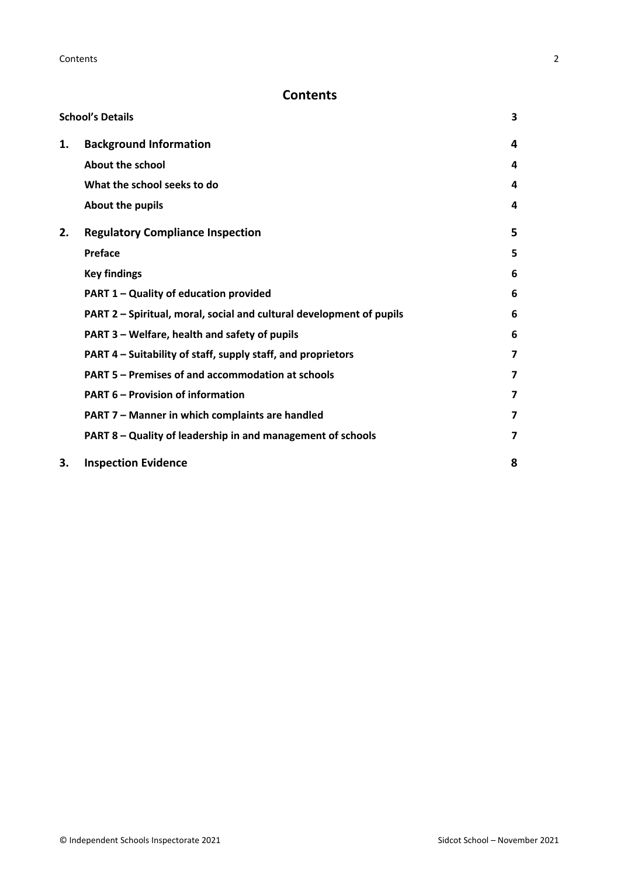## Contents

| | | |
|---|---|---|
| **School's Details** | | **3** |
| **1.** | **Background Information** | **4** |
| | **About the school** | **4** |
| | **What the school seeks to do** | **4** |
| | **About the pupils** | **4** |
| **2.** | **Regulatory Compliance Inspection** | **5** |
| | **Preface** | **5** |
| | **Key findings** | **6** |
| | **PART 1 – Quality of education provided** | **6** |
| | **PART 2 – Spiritual, moral, social and cultural development of pupils** | **6** |
| | **PART 3 – Welfare, health and safety of pupils** | **6** |
| | **PART 4 – Suitability of staff, supply staff, and proprietors** | **7** |
| | **PART 5 – Premises of and accommodation at schools** | **7** |
| | **PART 6 – Provision of information** | **7** |
| | **PART 7 – Manner in which complaints are handled** | **7** |
| | **PART 8 – Quality of leadership in and management of schools** | **7** |
| **3.** | **Inspection Evidence** | **8** |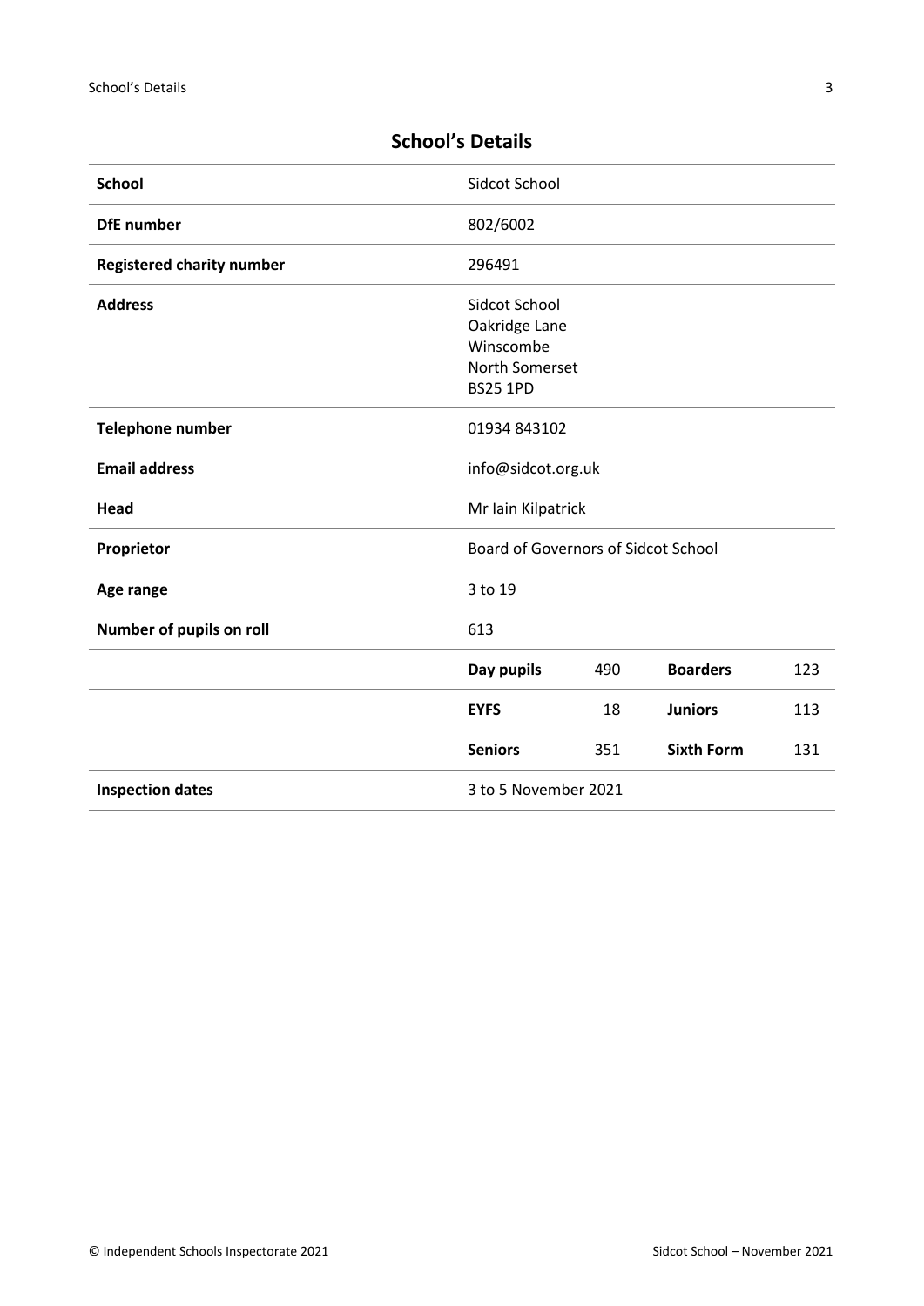## School's Details

| | | | | |
|---|---|---|---|---|
| **School** | Sidcot School | | | |
| **DfE number** | 802/6002 | | | |
| **Registered charity number** | 296491 | | | |
| **Address** | Sidcot School<br>Oakridge Lane<br>Winscombe<br>North Somerset<br>BS25 1PD | | | |
| **Telephone number** | 01934 843102 | | | |
| **Email address** | info@sidcot.org.uk | | | |
| **Head** | Mr Iain Kilpatrick | | | |
| **Proprietor** | Board of Governors of Sidcot School | | | |
| **Age range** | 3 to 19 | | | |
| **Number of pupils on roll** | 613 | | | |
| | **Day pupils** | 490 | **Boarders** | 123 |
| | **EYFS** | 18 | **Juniors** | 113 |
| | **Seniors** | 351 | **Sixth Form** | 131 |
| **Inspection dates** | 3 to 5 November 2021 | | | |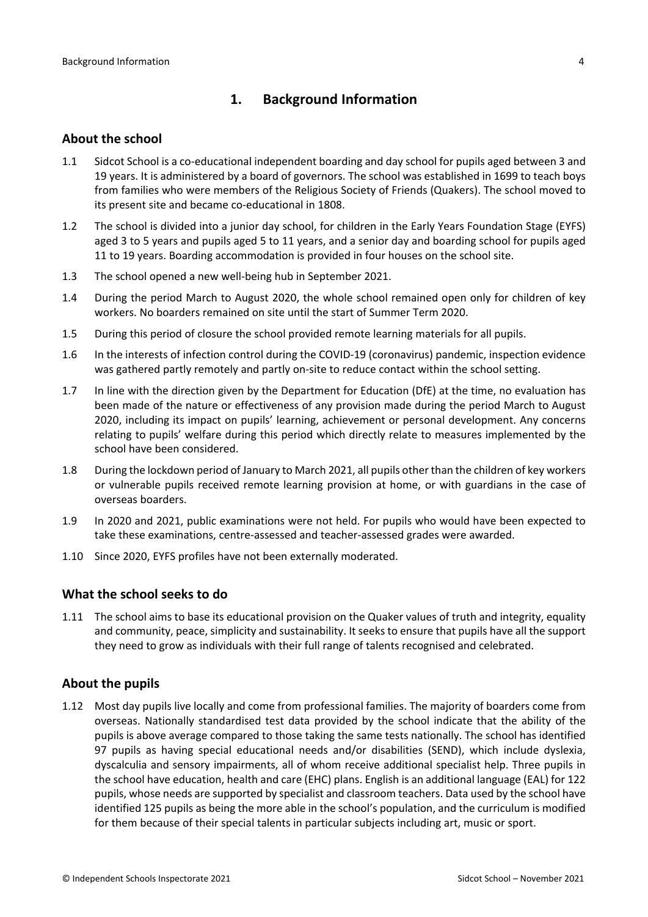# 1. Background Information

## About the school

1.1 Sidcot School is a co-educational independent boarding and day school for pupils aged between 3 and 19 years. It is administered by a board of governors. The school was established in 1699 to teach boys from families who were members of the Religious Society of Friends (Quakers). The school moved to its present site and became co-educational in 1808.

1.2 The school is divided into a junior day school, for children in the Early Years Foundation Stage (EYFS) aged 3 to 5 years and pupils aged 5 to 11 years, and a senior day and boarding school for pupils aged 11 to 19 years. Boarding accommodation is provided in four houses on the school site.

1.3 The school opened a new well-being hub in September 2021.

1.4 During the period March to August 2020, the whole school remained open only for children of key workers. No boarders remained on site until the start of Summer Term 2020.

1.5 During this period of closure the school provided remote learning materials for all pupils.

1.6 In the interests of infection control during the COVID-19 (coronavirus) pandemic, inspection evidence was gathered partly remotely and partly on-site to reduce contact within the school setting.

1.7 In line with the direction given by the Department for Education (DfE) at the time, no evaluation has been made of the nature or effectiveness of any provision made during the period March to August 2020, including its impact on pupils' learning, achievement or personal development. Any concerns relating to pupils' welfare during this period which directly relate to measures implemented by the school have been considered.

1.8 During the lockdown period of January to March 2021, all pupils other than the children of key workers or vulnerable pupils received remote learning provision at home, or with guardians in the case of overseas boarders.

1.9 In 2020 and 2021, public examinations were not held. For pupils who would have been expected to take these examinations, centre-assessed and teacher-assessed grades were awarded.

1.10 Since 2020, EYFS profiles have not been externally moderated.

## What the school seeks to do

1.11 The school aims to base its educational provision on the Quaker values of truth and integrity, equality and community, peace, simplicity and sustainability. It seeks to ensure that pupils have all the support they need to grow as individuals with their full range of talents recognised and celebrated.

## About the pupils

1.12 Most day pupils live locally and come from professional families. The majority of boarders come from overseas. Nationally standardised test data provided by the school indicate that the ability of the pupils is above average compared to those taking the same tests nationally. The school has identified 97 pupils as having special educational needs and/or disabilities (SEND), which include dyslexia, dyscalculia and sensory impairments, all of whom receive additional specialist help. Three pupils in the school have education, health and care (EHC) plans. English is an additional language (EAL) for 122 pupils, whose needs are supported by specialist and classroom teachers. Data used by the school have identified 125 pupils as being the more able in the school's population, and the curriculum is modified for them because of their special talents in particular subjects including art, music or sport.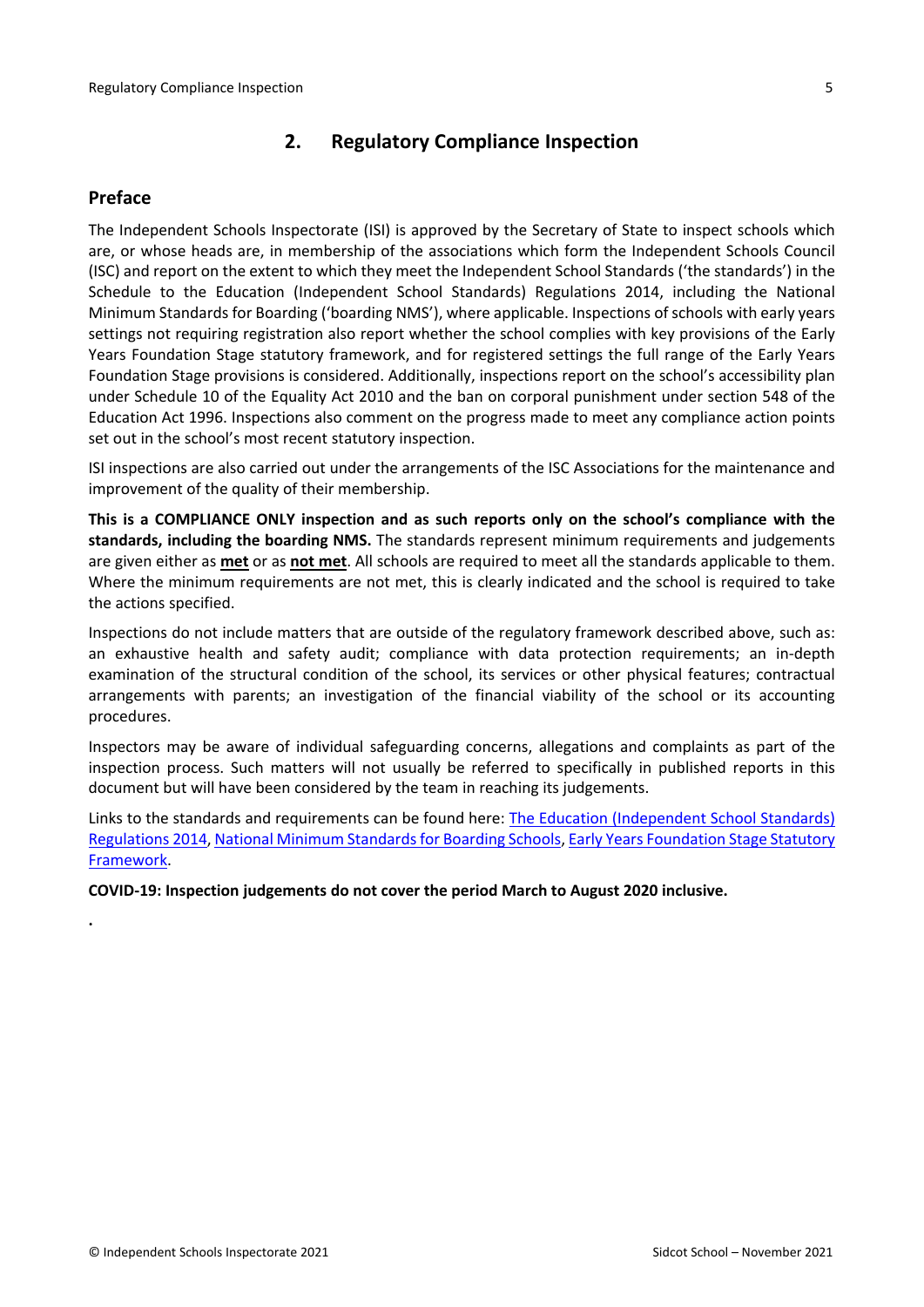## 2. Regulatory Compliance Inspection

### Preface

The Independent Schools Inspectorate (ISI) is approved by the Secretary of State to inspect schools which are, or whose heads are, in membership of the associations which form the Independent Schools Council (ISC) and report on the extent to which they meet the Independent School Standards ('the standards') in the Schedule to the Education (Independent School Standards) Regulations 2014, including the National Minimum Standards for Boarding ('boarding NMS'), where applicable. Inspections of schools with early years settings not requiring registration also report whether the school complies with key provisions of the Early Years Foundation Stage statutory framework, and for registered settings the full range of the Early Years Foundation Stage provisions is considered. Additionally, inspections report on the school's accessibility plan under Schedule 10 of the Equality Act 2010 and the ban on corporal punishment under section 548 of the Education Act 1996. Inspections also comment on the progress made to meet any compliance action points set out in the school's most recent statutory inspection.

ISI inspections are also carried out under the arrangements of the ISC Associations for the maintenance and improvement of the quality of their membership.

**This is a COMPLIANCE ONLY inspection and as such reports only on the school's compliance with the standards, including the boarding NMS.** The standards represent minimum requirements and judgements are given either as **met** or as **not met**. All schools are required to meet all the standards applicable to them. Where the minimum requirements are not met, this is clearly indicated and the school is required to take the actions specified.

Inspections do not include matters that are outside of the regulatory framework described above, such as: an exhaustive health and safety audit; compliance with data protection requirements; an in-depth examination of the structural condition of the school, its services or other physical features; contractual arrangements with parents; an investigation of the financial viability of the school or its accounting procedures.

Inspectors may be aware of individual safeguarding concerns, allegations and complaints as part of the inspection process. Such matters will not usually be referred to specifically in published reports in this document but will have been considered by the team in reaching its judgements.

Links to the standards and requirements can be found here: The Education (Independent School Standards) Regulations 2014, National Minimum Standards for Boarding Schools, Early Years Foundation Stage Statutory Framework.

**COVID-19: Inspection judgements do not cover the period March to August 2020 inclusive.**

.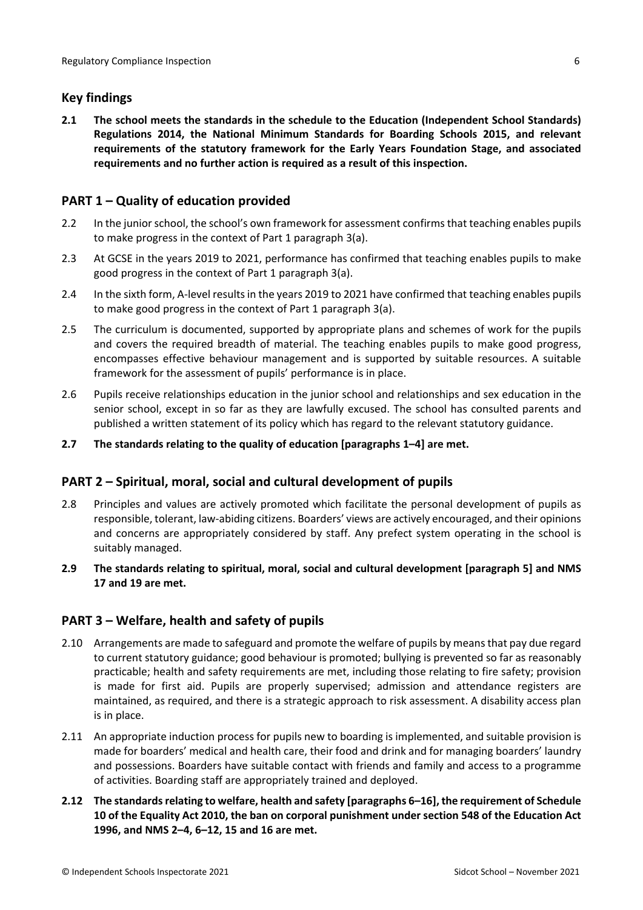## Key findings

**2.1 The school meets the standards in the schedule to the Education (Independent School Standards) Regulations 2014, the National Minimum Standards for Boarding Schools 2015, and relevant requirements of the statutory framework for the Early Years Foundation Stage, and associated requirements and no further action is required as a result of this inspection.**

## PART 1 – Quality of education provided

2.2 In the junior school, the school's own framework for assessment confirms that teaching enables pupils to make progress in the context of Part 1 paragraph 3(a).

2.3 At GCSE in the years 2019 to 2021, performance has confirmed that teaching enables pupils to make good progress in the context of Part 1 paragraph 3(a).

2.4 In the sixth form, A-level results in the years 2019 to 2021 have confirmed that teaching enables pupils to make good progress in the context of Part 1 paragraph 3(a).

2.5 The curriculum is documented, supported by appropriate plans and schemes of work for the pupils and covers the required breadth of material. The teaching enables pupils to make good progress, encompasses effective behaviour management and is supported by suitable resources. A suitable framework for the assessment of pupils' performance is in place.

2.6 Pupils receive relationships education in the junior school and relationships and sex education in the senior school, except in so far as they are lawfully excused. The school has consulted parents and published a written statement of its policy which has regard to the relevant statutory guidance.

**2.7 The standards relating to the quality of education [paragraphs 1–4] are met.**

## PART 2 – Spiritual, moral, social and cultural development of pupils

2.8 Principles and values are actively promoted which facilitate the personal development of pupils as responsible, tolerant, law-abiding citizens. Boarders' views are actively encouraged, and their opinions and concerns are appropriately considered by staff. Any prefect system operating in the school is suitably managed.

**2.9 The standards relating to spiritual, moral, social and cultural development [paragraph 5] and NMS 17 and 19 are met.**

## PART 3 – Welfare, health and safety of pupils

2.10 Arrangements are made to safeguard and promote the welfare of pupils by means that pay due regard to current statutory guidance; good behaviour is promoted; bullying is prevented so far as reasonably practicable; health and safety requirements are met, including those relating to fire safety; provision is made for first aid. Pupils are properly supervised; admission and attendance registers are maintained, as required, and there is a strategic approach to risk assessment. A disability access plan is in place.

2.11 An appropriate induction process for pupils new to boarding is implemented, and suitable provision is made for boarders' medical and health care, their food and drink and for managing boarders' laundry and possessions. Boarders have suitable contact with friends and family and access to a programme of activities. Boarding staff are appropriately trained and deployed.

**2.12 The standards relating to welfare, health and safety [paragraphs 6–16], the requirement of Schedule 10 of the Equality Act 2010, the ban on corporal punishment under section 548 of the Education Act 1996, and NMS 2–4, 6–12, 15 and 16 are met.**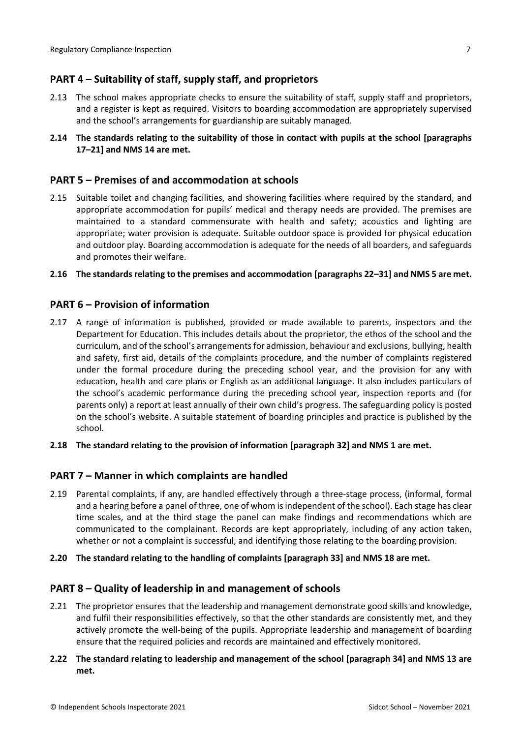## PART 4 – Suitability of staff, supply staff, and proprietors

2.13 The school makes appropriate checks to ensure the suitability of staff, supply staff and proprietors, and a register is kept as required. Visitors to boarding accommodation are appropriately supervised and the school's arrangements for guardianship are suitably managed.

**2.14 The standards relating to the suitability of those in contact with pupils at the school [paragraphs 17–21] and NMS 14 are met.**

## PART 5 – Premises of and accommodation at schools

2.15 Suitable toilet and changing facilities, and showering facilities where required by the standard, and appropriate accommodation for pupils' medical and therapy needs are provided. The premises are maintained to a standard commensurate with health and safety; acoustics and lighting are appropriate; water provision is adequate. Suitable outdoor space is provided for physical education and outdoor play. Boarding accommodation is adequate for the needs of all boarders, and safeguards and promotes their welfare.

**2.16 The standards relating to the premises and accommodation [paragraphs 22–31] and NMS 5 are met.**

## PART 6 – Provision of information

2.17 A range of information is published, provided or made available to parents, inspectors and the Department for Education. This includes details about the proprietor, the ethos of the school and the curriculum, and of the school's arrangements for admission, behaviour and exclusions, bullying, health and safety, first aid, details of the complaints procedure, and the number of complaints registered under the formal procedure during the preceding school year, and the provision for any with education, health and care plans or English as an additional language. It also includes particulars of the school's academic performance during the preceding school year, inspection reports and (for parents only) a report at least annually of their own child's progress. The safeguarding policy is posted on the school's website. A suitable statement of boarding principles and practice is published by the school.

**2.18 The standard relating to the provision of information [paragraph 32] and NMS 1 are met.**

## PART 7 – Manner in which complaints are handled

2.19 Parental complaints, if any, are handled effectively through a three-stage process, (informal, formal and a hearing before a panel of three, one of whom is independent of the school). Each stage has clear time scales, and at the third stage the panel can make findings and recommendations which are communicated to the complainant. Records are kept appropriately, including of any action taken, whether or not a complaint is successful, and identifying those relating to the boarding provision.

**2.20 The standard relating to the handling of complaints [paragraph 33] and NMS 18 are met.**

## PART 8 – Quality of leadership in and management of schools

2.21 The proprietor ensures that the leadership and management demonstrate good skills and knowledge, and fulfil their responsibilities effectively, so that the other standards are consistently met, and they actively promote the well-being of the pupils. Appropriate leadership and management of boarding ensure that the required policies and records are maintained and effectively monitored.

**2.22 The standard relating to leadership and management of the school [paragraph 34] and NMS 13 are met.**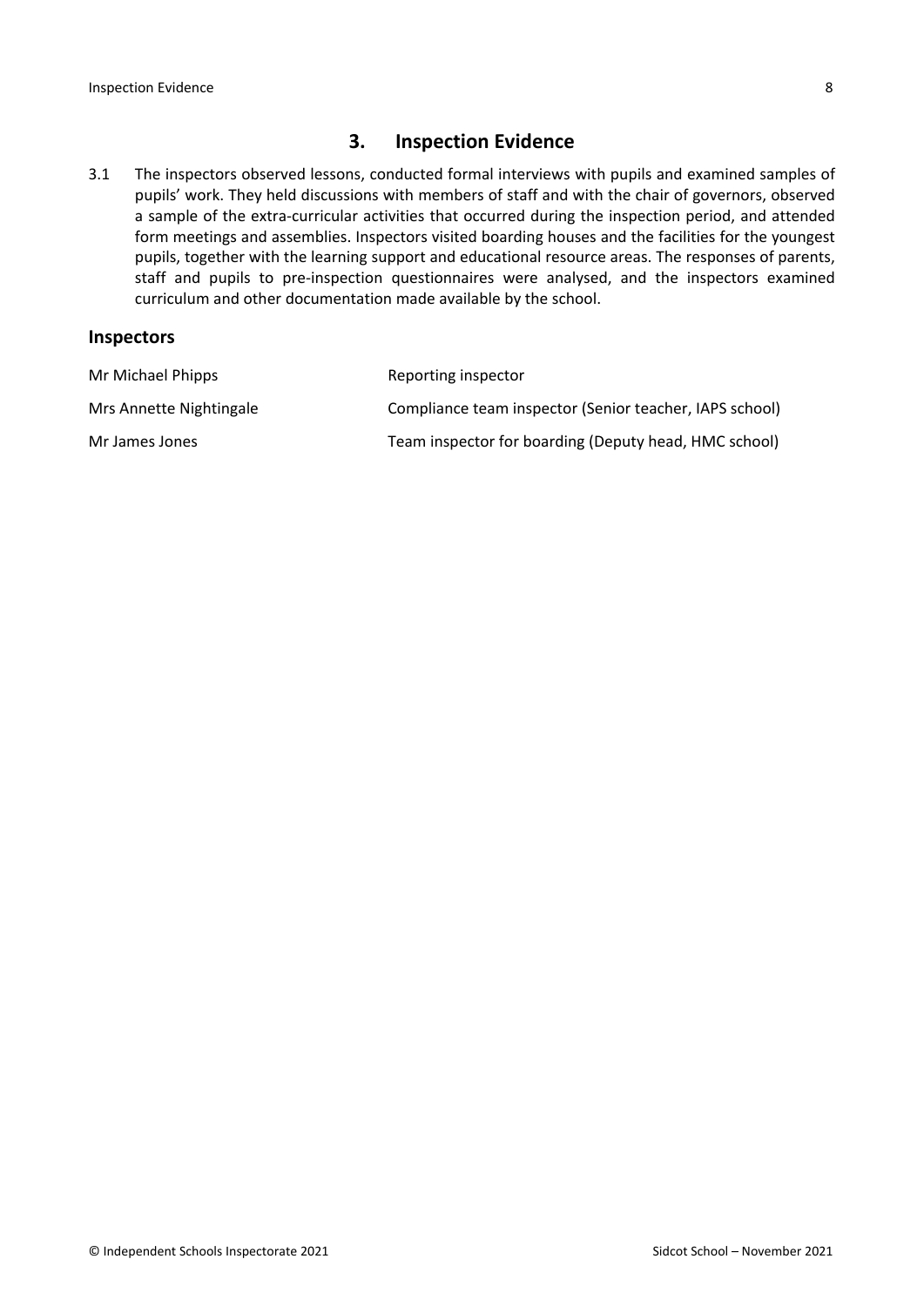## 3. Inspection Evidence

3.1 The inspectors observed lessons, conducted formal interviews with pupils and examined samples of pupils' work. They held discussions with members of staff and with the chair of governors, observed a sample of the extra-curricular activities that occurred during the inspection period, and attended form meetings and assemblies. Inspectors visited boarding houses and the facilities for the youngest pupils, together with the learning support and educational resource areas. The responses of parents, staff and pupils to pre-inspection questionnaires were analysed, and the inspectors examined curriculum and other documentation made available by the school.

### Inspectors

| | |
|---|---|
| Mr Michael Phipps | Reporting inspector |
| Mrs Annette Nightingale | Compliance team inspector (Senior teacher, IAPS school) |
| Mr James Jones | Team inspector for boarding (Deputy head, HMC school) |